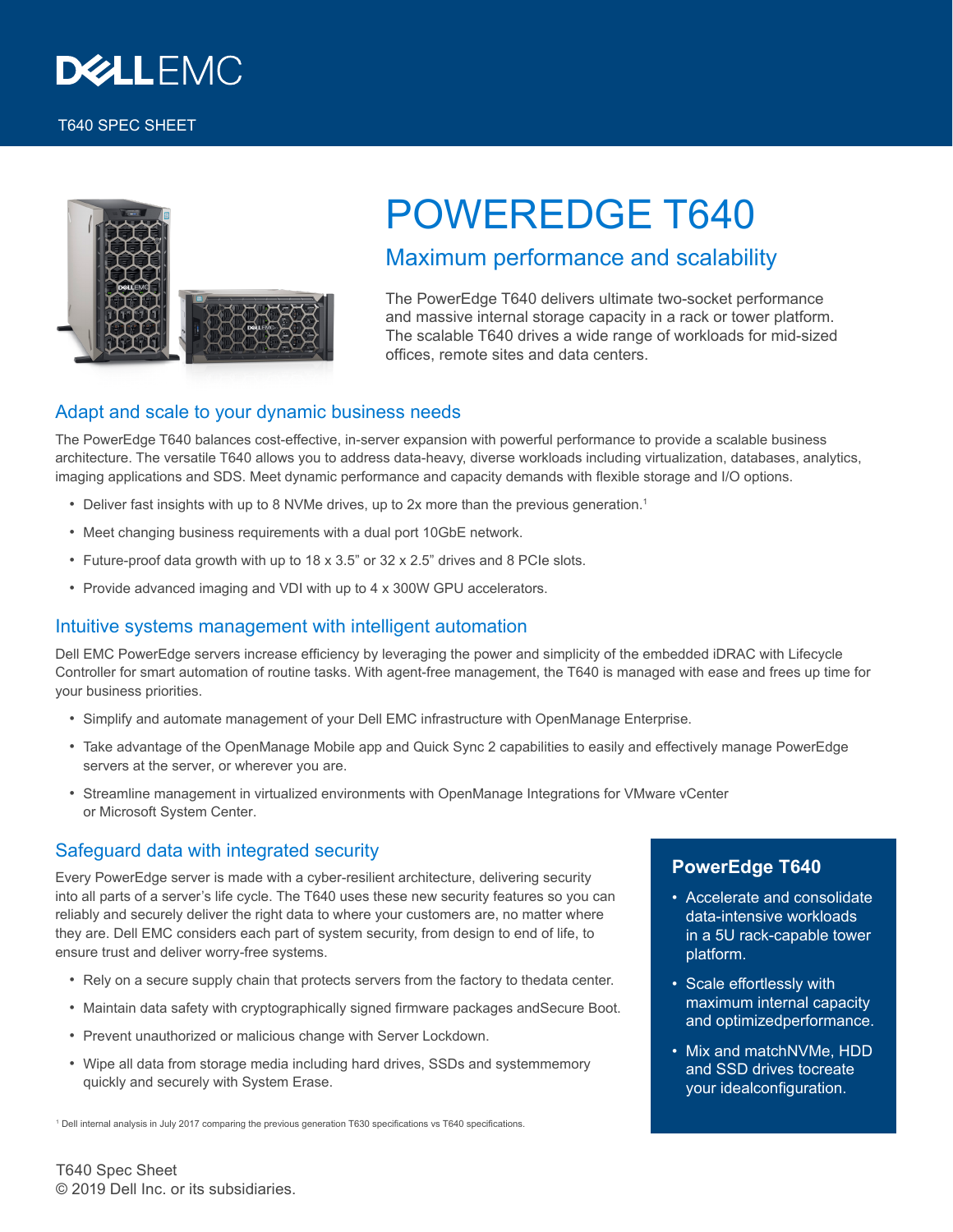DELL EMC

T640 SPEC SHEET

# POWEREDGE T640

## Maximum performance and scalability

The PowerEdge T640 delivers ultimate two-socket performance and massive internal storage capacity in a rack or tower platform. The scalable T640 drives a wide range of workloads for mid-sized offices, remote sites and data centers.

## Adapt and scale to your dynamic business needs

The PowerEdge T640 balances cost-effective, in-server expansion with powerful performance to provide a scalable business architecture. The versatile T640 allows you to address data-heavy, diverse workloads including virtualization, databases, analytics, imaging applications and SDS. Meet dynamic performance and capacity demands with flexible storage and I/O options.

- Deliver fast insights with up to 8 NVMe drives, up to 2x more than the previous generation.[1]
- Meet changing business requirements with a dual port 10GbE network.
- Future-proof data growth with up to 18 x 3.5" or 32 x 2.5" drives and 8 PCIe slots.
- Provide advanced imaging and VDI with up to 4 x 300W GPU accelerators.

## Intuitive systems management with intelligent automation

Dell EMC PowerEdge servers increase efficiency by leveraging the power and simplicity of the embedded iDRAC with Lifecycle Controller for smart automation of routine tasks. With agent-free management, the T640 is managed with ease and frees up time for your business priorities.

- Simplify and automate management of your Dell EMC infrastructure with OpenManage Enterprise.
- Take advantage of the OpenManage Mobile app and Quick Sync 2 capabilities to easily and effectively manage PowerEdge servers at the server, or wherever you are.
- Streamline management in virtualized environments with OpenManage Integrations for VMware vCenter or Microsoft System Center.

## Safeguard data with integrated security

Every PowerEdge server is made with a cyber-resilient architecture, delivering security into all parts of a server's life cycle. The T640 uses these new security features so you can reliably and securely deliver the right data to where your customers are, no matter where they are. Dell EMC considers each part of system security, from design to end of life, to ensure trust and deliver worry-free systems.

- Rely on a secure supply chain that protects servers from the factory to thedata center.
- Maintain data safety with cryptographically signed firmware packages andSecure Boot.
- Prevent unauthorized or malicious change with Server Lockdown.
- Wipe all data from storage media including hard drives, SSDs and systemmemory quickly and securely with System Erase.

[1] Dell internal analysis in July 2017 comparing the previous generation T630 specifications vs T640 specifications.

### PowerEdge T640

- Accelerate and consolidate data-intensive workloads in a 5U rack-capable tower platform.
- Scale effortlessly with maximum internal capacity and optimizedperformance.
- Mix and matchNVMe, HDD and SSD drives tocreate your idealconfiguration.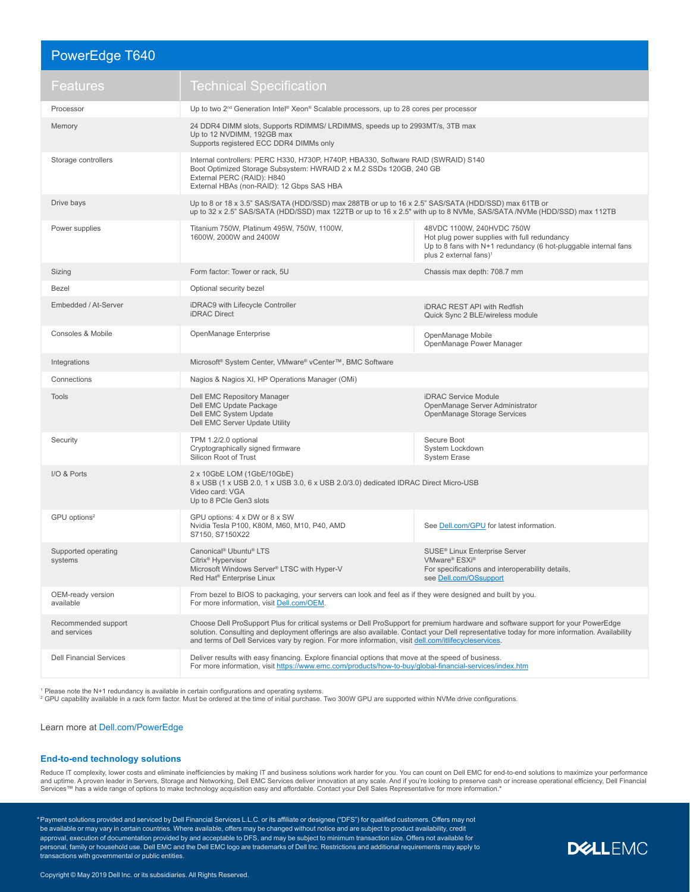## PowerEdge T640

| Features | Technical Specification | |
|---|---|---|
| Processor | Up to two 2nd Generation Intel® Xeon® Scalable processors, up to 28 cores per processor | |
| Memory | 24 DDR4 DIMM slots, Supports RDIMMS/ LRDIMMS, speeds up to 2993MT/s, 3TB max<br>Up to 12 NVDIMM, 192GB max<br>Supports registered ECC DDR4 DIMMs only | |
| Storage controllers | Internal controllers: PERC H330, H730P, H740P, HBA330, Software RAID (SWRAID) S140<br>Boot Optimized Storage Subsystem: HWRAID 2 x M.2 SSDs 120GB, 240 GB<br>External PERC (RAID): H840<br>External HBAs (non-RAID): 12 Gbps SAS HBA | |
| Drive bays | Up to 8 or 18 x 3.5" SAS/SATA (HDD/SSD) max 288TB or up to 16 x 2.5" SAS/SATA (HDD/SSD) max 61TB or<br>up to 32 x 2.5" SAS/SATA (HDD/SSD) max 122TB or up to 16 x 2.5" with up to 8 NVMe, SAS/SATA /NVMe (HDD/SSD) max 112TB | |
| Power supplies | Titanium 750W, Platinum 495W, 750W, 1100W, 1600W, 2000W and 2400W | 48VDC 1100W, 240HVDC 750W<br>Hot plug power supplies with full redundancy<br>Up to 8 fans with N+1 redundancy (6 hot-pluggable internal fans plus 2 external fans)[1] |
| Sizing | Form factor: Tower or rack, 5U | Chassis max depth: 708.7 mm |
| Bezel | Optional security bezel | |
| Embedded / At-Server | iDRAC9 with Lifecycle Controller<br>iDRAC Direct | iDRAC REST API with Redfish<br>Quick Sync 2 BLE/wireless module |
| Consoles & Mobile | OpenManage Enterprise | OpenManage Mobile<br>OpenManage Power Manager |
| Integrations | Microsoft® System Center, VMware® vCenter™, BMC Software | |
| Connections | Nagios & Nagios XI, HP Operations Manager (OMi) | |
| Tools | Dell EMC Repository Manager<br>Dell EMC Update Package<br>Dell EMC System Update<br>Dell EMC Server Update Utility | iDRAC Service Module<br>OpenManage Server Administrator<br>OpenManage Storage Services |
| Security | TPM 1.2/2.0 optional<br>Cryptographically signed firmware<br>Silicon Root of Trust | Secure Boot<br>System Lockdown<br>System Erase |
| I/O & Ports | 2 x 10GbE LOM (1GbE/10GbE)<br>8 x USB (1 x USB 2.0, 1 x USB 3.0, 6 x USB 2.0/3.0) dedicated IDRAC Direct Micro-USB<br>Video card: VGA<br>Up to 8 PCIe Gen3 slots | |
| GPU options[2] | GPU options: 4 x DW or 8 x SW<br>Nvidia Tesla P100, K80M, M60, M10, P40, AMD S7150, S7150X22 | See Dell.com/GPU for latest information. |
| Supported operating systems | Canonical® Ubuntu® LTS<br>Citrix® Hypervisor<br>Microsoft Windows Server® LTSC with Hyper-V<br>Red Hat® Enterprise Linux | SUSE® Linux Enterprise Server<br>VMware® ESXi®<br>For specifications and interoperability details, see Dell.com/OSsupport |
| OEM-ready version available | From bezel to BIOS to packaging, your servers can look and feel as if they were designed and built by you.<br>For more information, visit Dell.com/OEM. | |
| Recommended support and services | Choose Dell ProSupport Plus for critical systems or Dell ProSupport for premium hardware and software support for your PowerEdge solution. Consulting and deployment offerings are also available. Contact your Dell representative today for more information. Availability and terms of Dell Services vary by region. For more information, visit dell.com/itlifecycleservices. | |
| Dell Financial Services | Deliver results with easy financing. Explore financial options that move at the speed of business.<br>For more information, visit https://www.emc.com/products/how-to-buy/global-financial-services/index.htm | |

[1] Please note the N+1 redundancy is available in certain configurations and operating systems.
[2] GPU capability available in a rack form factor. Must be ordered at the time of initial purchase. Two 300W GPU are supported within NVMe drive configurations.

Learn more at Dell.com/PowerEdge

### End-to-end technology solutions

Reduce IT complexity, lower costs and eliminate inefficiencies by making IT and business solutions work harder for you. You can count on Dell EMC for end-to-end solutions to maximize your performance and uptime. A proven leader in Servers, Storage and Networking, Dell EMC Services deliver innovation at any scale. And if you're looking to preserve cash or increase operational efficiency, Dell Financial Services™ has a wide range of options to make technology acquisition easy and affordable. Contact your Dell Sales Representative for more information.*

*Payment solutions provided and serviced by Dell Financial Services L.L.C. or its affiliate or designee ("DFS") for qualified customers. Offers may not be available or may vary in certain countries. Where available, offers may be changed without notice and are subject to product availability, credit approval, execution of documentation provided by and acceptable to DFS, and may be subject to minimum transaction size. Offers not available for personal, family or household use. Dell EMC and the Dell EMC logo are trademarks of Dell Inc. Restrictions and additional requirements may apply to transactions with governmental or public entities.

DELL EMC

Copyright © May 2019 Dell Inc. or its subsidiaries. All Rights Reserved.